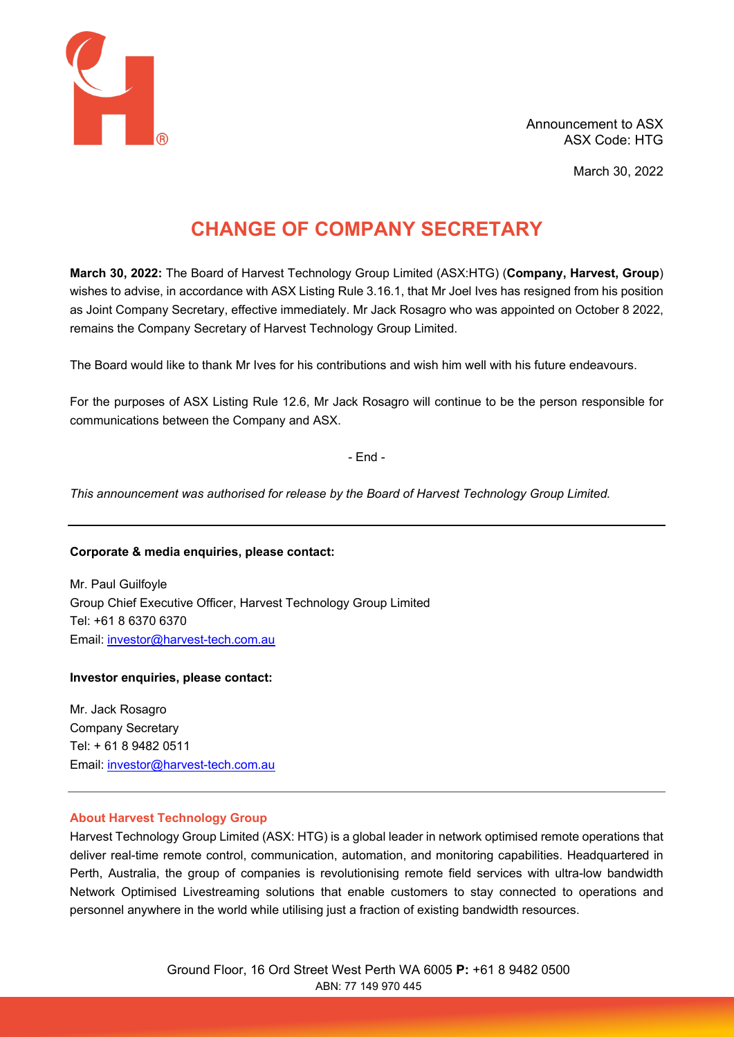Announcement to ASX
ASX Code: HTG

March 30, 2022

# CHANGE OF COMPANY SECRETARY

**March 30, 2022:** The Board of Harvest Technology Group Limited (ASX:HTG) (**Company, Harvest, Group**) wishes to advise, in accordance with ASX Listing Rule 3.16.1, that Mr Joel Ives has resigned from his position as Joint Company Secretary, effective immediately. Mr Jack Rosagro who was appointed on October 8 2022, remains the Company Secretary of Harvest Technology Group Limited.

The Board would like to thank Mr Ives for his contributions and wish him well with his future endeavours.

For the purposes of ASX Listing Rule 12.6, Mr Jack Rosagro will continue to be the person responsible for communications between the Company and ASX.

- End -

*This announcement was authorised for release by the Board of Harvest Technology Group Limited.*

---

**Corporate & media enquiries, please contact:**

Mr. Paul Guilfoyle
Group Chief Executive Officer, Harvest Technology Group Limited
Tel: +61 8 6370 6370
Email: investor@harvest-tech.com.au

**Investor enquiries, please contact:**

Mr. Jack Rosagro
Company Secretary
Tel: + 61 8 9482 0511
Email: investor@harvest-tech.com.au

---

**About Harvest Technology Group**

Harvest Technology Group Limited (ASX: HTG) is a global leader in network optimised remote operations that deliver real-time remote control, communication, automation, and monitoring capabilities. Headquartered in Perth, Australia, the group of companies is revolutionising remote field services with ultra-low bandwidth Network Optimised Livestreaming solutions that enable customers to stay connected to operations and personnel anywhere in the world while utilising just a fraction of existing bandwidth resources.

Ground Floor, 16 Ord Street West Perth WA 6005 **P:** +61 8 9482 0500
ABN: 77 149 970 445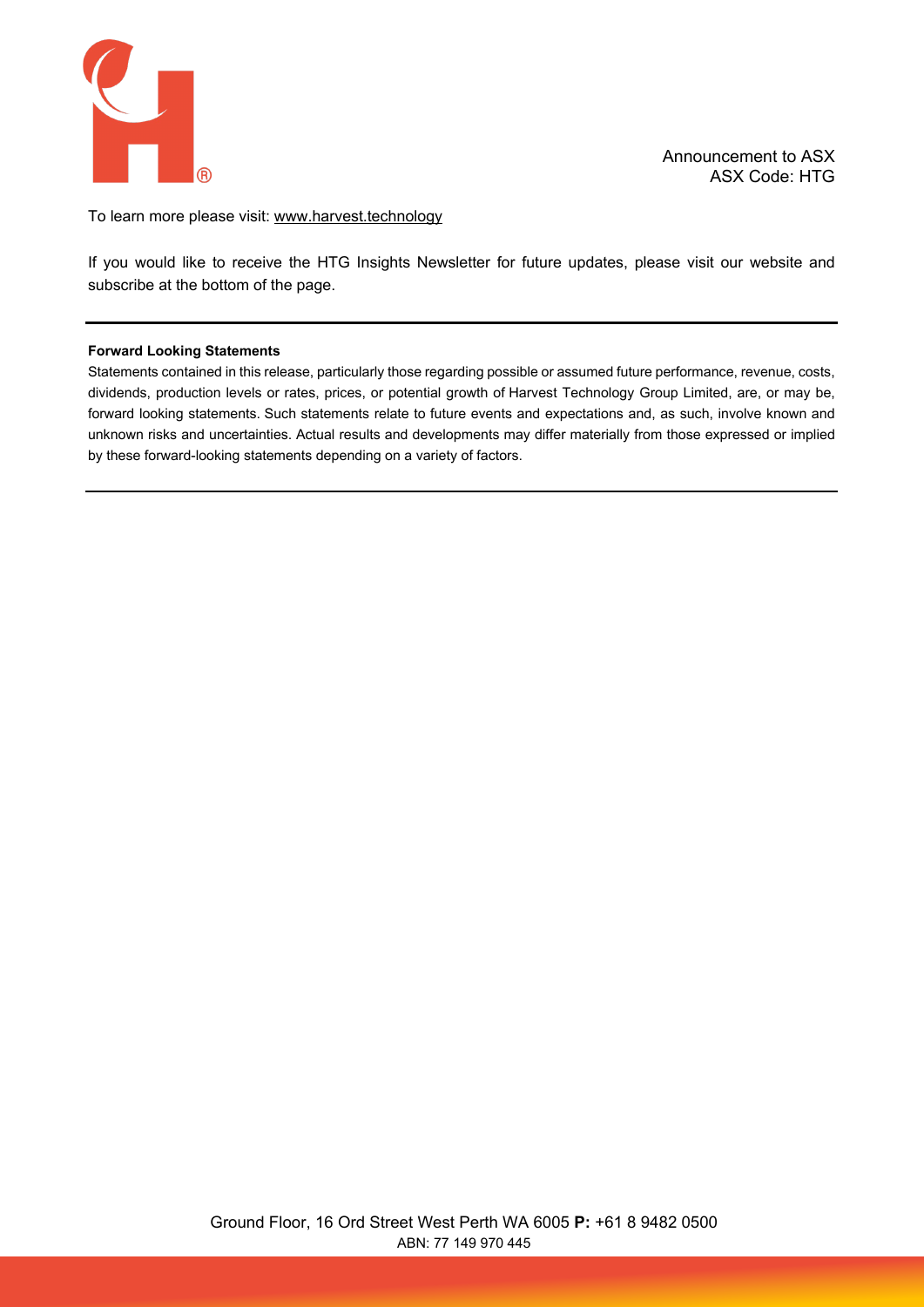Announcement to ASX
ASX Code: HTG

To learn more please visit: www.harvest.technology

If you would like to receive the HTG Insights Newsletter for future updates, please visit our website and subscribe at the bottom of the page.

---

**Forward Looking Statements**

Statements contained in this release, particularly those regarding possible or assumed future performance, revenue, costs, dividends, production levels or rates, prices, or potential growth of Harvest Technology Group Limited, are, or may be, forward looking statements. Such statements relate to future events and expectations and, as such, involve known and unknown risks and uncertainties. Actual results and developments may differ materially from those expressed or implied by these forward-looking statements depending on a variety of factors.

---

Ground Floor, 16 Ord Street West Perth WA 6005 **P:** +61 8 9482 0500
ABN: 77 149 970 445